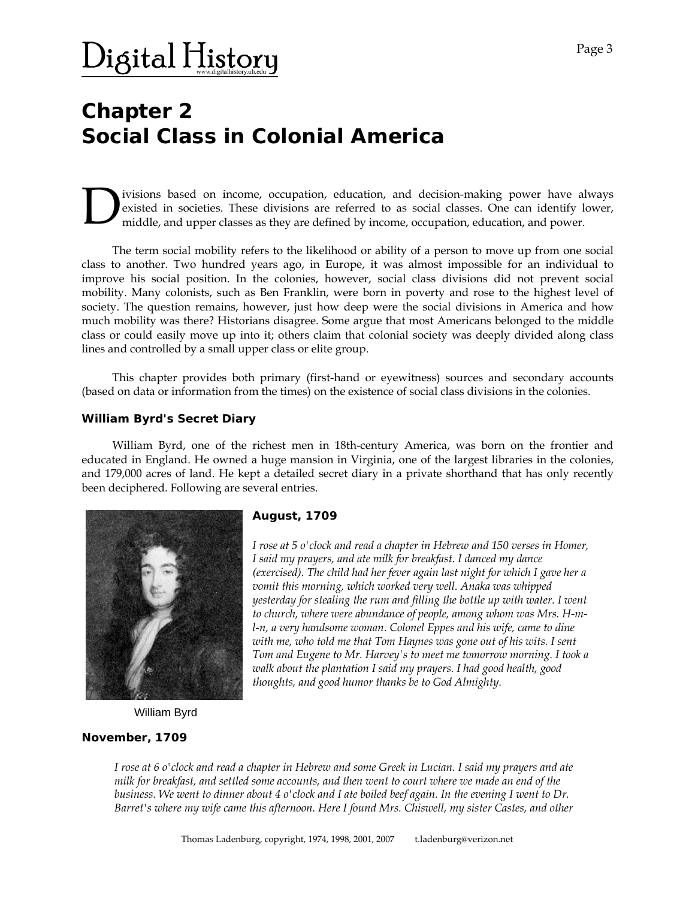# Chapter 2
# Social Class in Colonial America

Divisions based on income, occupation, education, and decision-making power have always existed in societies. These divisions are referred to as social classes. One can identify lower, middle, and upper classes as they are defined by income, occupation, education, and power.

The term social mobility refers to the likelihood or ability of a person to move up from one social class to another. Two hundred years ago, in Europe, it was almost impossible for an individual to improve his social position. In the colonies, however, social class divisions did not prevent social mobility. Many colonists, such as Ben Franklin, were born in poverty and rose to the highest level of society. The question remains, however, just how deep were the social divisions in America and how much mobility was there? Historians disagree. Some argue that most Americans belonged to the middle class or could easily move up into it; others claim that colonial society was deeply divided along class lines and controlled by a small upper class or elite group.

This chapter provides both primary (first-hand or eyewitness) sources and secondary accounts (based on data or information from the times) on the existence of social class divisions in the colonies.

### William Byrd's Secret Diary

William Byrd, one of the richest men in 18th-century America, was born on the frontier and educated in England. He owned a huge mansion in Virginia, one of the largest libraries in the colonies, and 179,000 acres of land. He kept a detailed secret diary in a private shorthand that has only recently been deciphered. Following are several entries.

William Byrd

#### August, 1709

*I rose at 5 o'clock and read a chapter in Hebrew and 150 verses in Homer, I said my prayers, and ate milk for breakfast. I danced my dance (exercised). The child had her fever again last night for which I gave her a vomit this morning, which worked very well. Anaka was whipped yesterday for stealing the rum and filling the bottle up with water. I went to church, where were abundance of people, among whom was Mrs. H-m-l-n, a very handsome woman. Colonel Eppes and his wife, came to dine with me, who told me that Tom Haynes was gone out of his wits. I sent Tom and Eugene to Mr. Harvey's to meet me tomorrow morning. I took a walk about the plantation I said my prayers. I had good health, good thoughts, and good humor thanks be to God Almighty.*

#### November, 1709

*I rose at 6 o'clock and read a chapter in Hebrew and some Greek in Lucian. I said my prayers and ate milk for breakfast, and settled some accounts, and then went to court where we made an end of the business. We went to dinner about 4 o'clock and I ate boiled beef again. In the evening I went to Dr. Barret's where my wife came this afternoon. Here I found Mrs. Chiswell, my sister Castes, and other*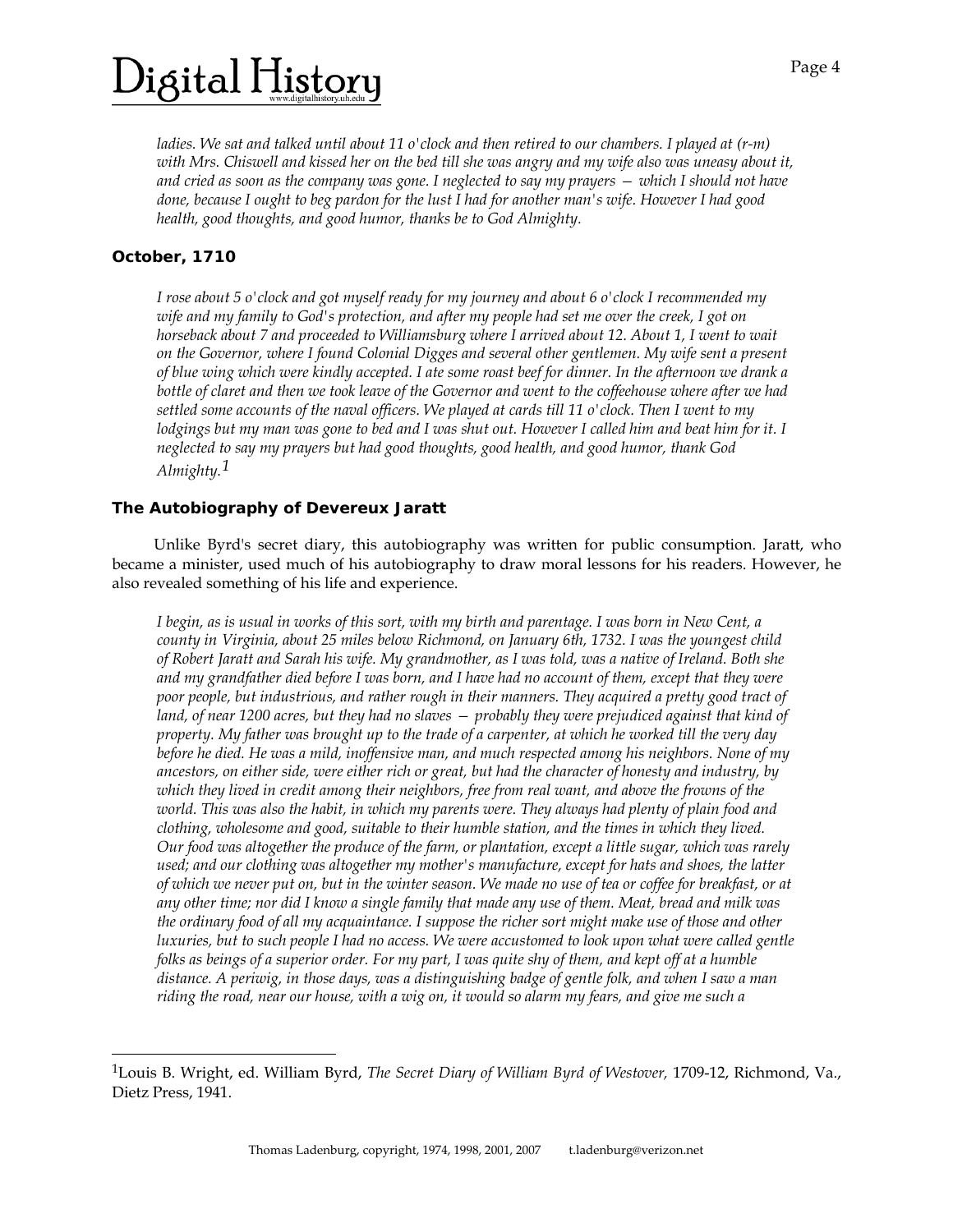*ladies. We sat and talked until about 11 o'clock and then retired to our chambers. I played at (r-m) with Mrs. Chiswell and kissed her on the bed till she was angry and my wife also was uneasy about it, and cried as soon as the company was gone. I neglected to say my prayers — which I should not have done, because I ought to beg pardon for the lust I had for another man's wife. However I had good health, good thoughts, and good humor, thanks be to God Almighty.*

### October, 1710

*I rose about 5 o'clock and got myself ready for my journey and about 6 o'clock I recommended my wife and my family to God's protection, and after my people had set me over the creek, I got on horseback about 7 and proceeded to Williamsburg where I arrived about 12. About 1, I went to wait on the Governor, where I found Colonial Digges and several other gentlemen. My wife sent a present of blue wing which were kindly accepted. I ate some roast beef for dinner. In the afternoon we drank a bottle of claret and then we took leave of the Governor and went to the coffeehouse where after we had settled some accounts of the naval officers. We played at cards till 11 o'clock. Then I went to my lodgings but my man was gone to bed and I was shut out. However I called him and beat him for it. I neglected to say my prayers but had good thoughts, good health, and good humor, thank God Almighty.*[1]

### The Autobiography of Devereux Jaratt

Unlike Byrd's secret diary, this autobiography was written for public consumption. Jaratt, who became a minister, used much of his autobiography to draw moral lessons for his readers. However, he also revealed something of his life and experience.

*I begin, as is usual in works of this sort, with my birth and parentage. I was born in New Cent, a county in Virginia, about 25 miles below Richmond, on January 6th, 1732. I was the youngest child of Robert Jaratt and Sarah his wife. My grandmother, as I was told, was a native of Ireland. Both she and my grandfather died before I was born, and I have had no account of them, except that they were poor people, but industrious, and rather rough in their manners. They acquired a pretty good tract of land, of near 1200 acres, but they had no slaves — probably they were prejudiced against that kind of property. My father was brought up to the trade of a carpenter, at which he worked till the very day before he died. He was a mild, inoffensive man, and much respected among his neighbors. None of my ancestors, on either side, were either rich or great, but had the character of honesty and industry, by which they lived in credit among their neighbors, free from real want, and above the frowns of the world. This was also the habit, in which my parents were. They always had plenty of plain food and clothing, wholesome and good, suitable to their humble station, and the times in which they lived. Our food was altogether the produce of the farm, or plantation, except a little sugar, which was rarely used; and our clothing was altogether my mother's manufacture, except for hats and shoes, the latter of which we never put on, but in the winter season. We made no use of tea or coffee for breakfast, or at any other time; nor did I know a single family that made any use of them. Meat, bread and milk was the ordinary food of all my acquaintance. I suppose the richer sort might make use of those and other luxuries, but to such people I had no access. We were accustomed to look upon what were called gentle folks as beings of a superior order. For my part, I was quite shy of them, and kept off at a humble distance. A periwig, in those days, was a distinguishing badge of gentle folk, and when I saw a man riding the road, near our house, with a wig on, it would so alarm my fears, and give me such a*

---

[1] Louis B. Wright, ed. William Byrd, *The Secret Diary of William Byrd of Westover,* 1709-12, Richmond, Va., Dietz Press, 1941.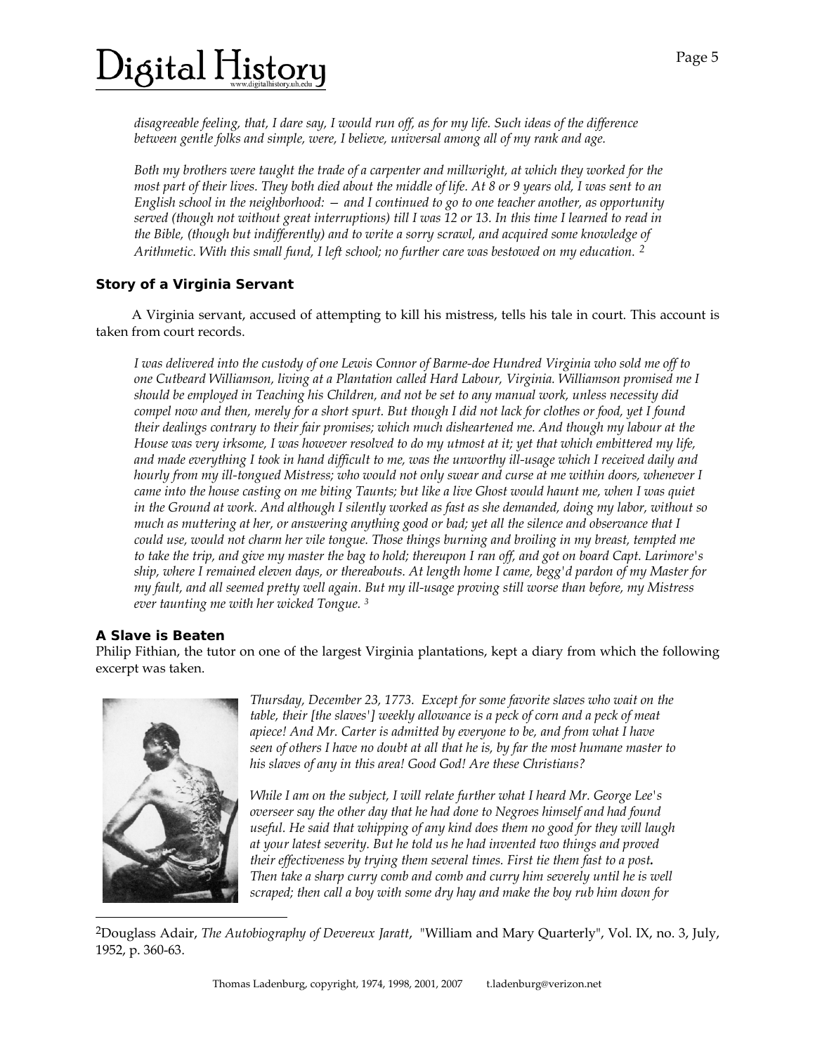*disagreeable feeling, that, I dare say, I would run off, as for my life. Such ideas of the difference between gentle folks and simple, were, I believe, universal among all of my rank and age.*

*Both my brothers were taught the trade of a carpenter and millwright, at which they worked for the most part of their lives. They both died about the middle of life. At 8 or 9 years old, I was sent to an English school in the neighborhood: — and I continued to go to one teacher another, as opportunity served (though not without great interruptions) till I was 12 or 13. In this time I learned to read in the Bible, (though but indifferently) and to write a sorry scrawl, and acquired some knowledge of Arithmetic. With this small fund, I left school; no further care was bestowed on my education.* [2]

### Story of a Virginia Servant

A Virginia servant, accused of attempting to kill his mistress, tells his tale in court. This account is taken from court records.

*I was delivered into the custody of one Lewis Connor of Barme-doe Hundred Virginia who sold me off to one Cutbeard Williamson, living at a Plantation called Hard Labour, Virginia. Williamson promised me I should be employed in Teaching his Children, and not be set to any manual work, unless necessity did compel now and then, merely for a short spurt. But though I did not lack for clothes or food, yet I found their dealings contrary to their fair promises; which much disheartened me. And though my labour at the House was very irksome, I was however resolved to do my utmost at it; yet that which embittered my life, and made everything I took in hand difficult to me, was the unworthy ill-usage which I received daily and hourly from my ill-tongued Mistress; who would not only swear and curse at me within doors, whenever I came into the house casting on me biting Taunts; but like a live Ghost would haunt me, when I was quiet in the Ground at work. And although I silently worked as fast as she demanded, doing my labor, without so much as muttering at her, or answering anything good or bad; yet all the silence and observance that I could use, would not charm her vile tongue. Those things burning and broiling in my breast, tempted me to take the trip, and give my master the bag to hold; thereupon I ran off, and got on board Capt. Larimore's ship, where I remained eleven days, or thereabouts. At length home I came, begg'd pardon of my Master for my fault, and all seemed pretty well again. But my ill-usage proving still worse than before, my Mistress ever taunting me with her wicked Tongue.* [3]

### A Slave is Beaten

Philip Fithian, the tutor on one of the largest Virginia plantations, kept a diary from which the following excerpt was taken.

*Thursday, December 23, 1773. Except for some favorite slaves who wait on the table, their [the slaves'] weekly allowance is a peck of corn and a peck of meat apiece! And Mr. Carter is admitted by everyone to be, and from what I have seen of others I have no doubt at all that he is, by far the most humane master to his slaves of any in this area! Good God! Are these Christians?*

*While I am on the subject, I will relate further what I heard Mr. George Lee's overseer say the other day that he had done to Negroes himself and had found useful. He said that whipping of any kind does them no good for they will laugh at your latest severity. But he told us he had invented two things and proved their effectiveness by trying them several times. First tie them fast to a post. Then take a sharp curry comb and comb and curry him severely until he is well scraped; then call a boy with some dry hay and make the boy rub him down for*

---

[2] Douglass Adair, *The Autobiography of Devereux Jaratt*, "William and Mary Quarterly", Vol. IX, no. 3, July, 1952, p. 360-63.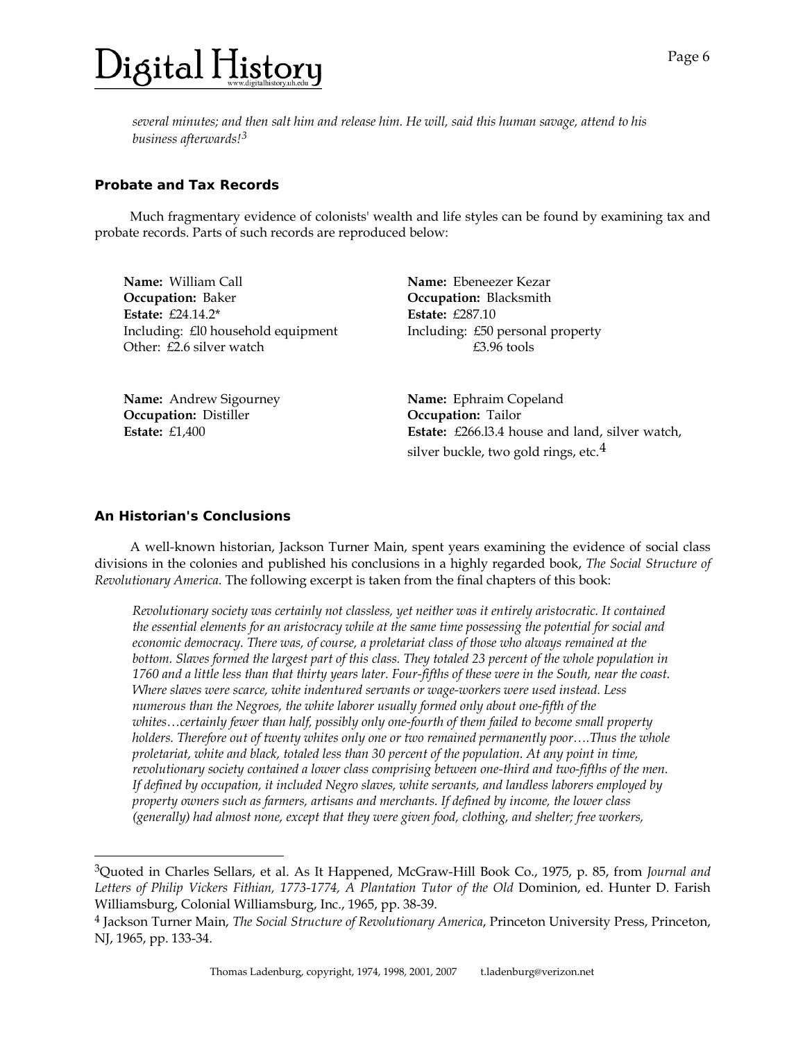*several minutes; and then salt him and release him. He will, said this human savage, attend to his business afterwards!*[3]

### Probate and Tax Records

Much fragmentary evidence of colonists' wealth and life styles can be found by examining tax and probate records. Parts of such records are reproduced below:

**Name:** William Call
**Occupation:** Baker
**Estate:** £24.14.2*
Including: £l0 household equipment
Other: £2.6 silver watch

**Name:** Ebeneezer Kezar
**Occupation:** Blacksmith
**Estate:** £287.10
Including: £50 personal property
£3.96 tools

**Name:** Andrew Sigourney
**Occupation:** Distiller
**Estate:** £1,400

**Name:** Ephraim Copeland
**Occupation:** Tailor
**Estate:** £266.l3.4 house and land, silver watch, silver buckle, two gold rings, etc.[4]

### An Historian's Conclusions

A well-known historian, Jackson Turner Main, spent years examining the evidence of social class divisions in the colonies and published his conclusions in a highly regarded book, *The Social Structure of Revolutionary America.* The following excerpt is taken from the final chapters of this book:

*Revolutionary society was certainly not classless, yet neither was it entirely aristocratic. It contained the essential elements for an aristocracy while at the same time possessing the potential for social and economic democracy. There was, of course, a proletariat class of those who always remained at the bottom. Slaves formed the largest part of this class. They totaled 23 percent of the whole population in 1760 and a little less than that thirty years later. Four-fifths of these were in the South, near the coast. Where slaves were scarce, white indentured servants or wage-workers were used instead. Less numerous than the Negroes, the white laborer usually formed only about one-fifth of the whites…certainly fewer than half, possibly only one-fourth of them failed to become small property holders. Therefore out of twenty whites only one or two remained permanently poor….Thus the whole proletariat, white and black, totaled less than 30 percent of the population. At any point in time, revolutionary society contained a lower class comprising between one-third and two-fifths of the men. If defined by occupation, it included Negro slaves, white servants, and landless laborers employed by property owners such as farmers, artisans and merchants. If defined by income, the lower class (generally) had almost none, except that they were given food, clothing, and shelter; free workers,*

---

[3]Quoted in Charles Sellars, et al. As It Happened, McGraw-Hill Book Co., 1975, p. 85, from *Journal and Letters of Philip Vickers Fithian, 1773-1774, A Plantation Tutor of the Old* Dominion, ed. Hunter D. Farish Williamsburg, Colonial Williamsburg, Inc., 1965, pp. 38-39.

[4] Jackson Turner Main, *The Social Structure of Revolutionary America*, Princeton University Press, Princeton, NJ, 1965, pp. 133-34.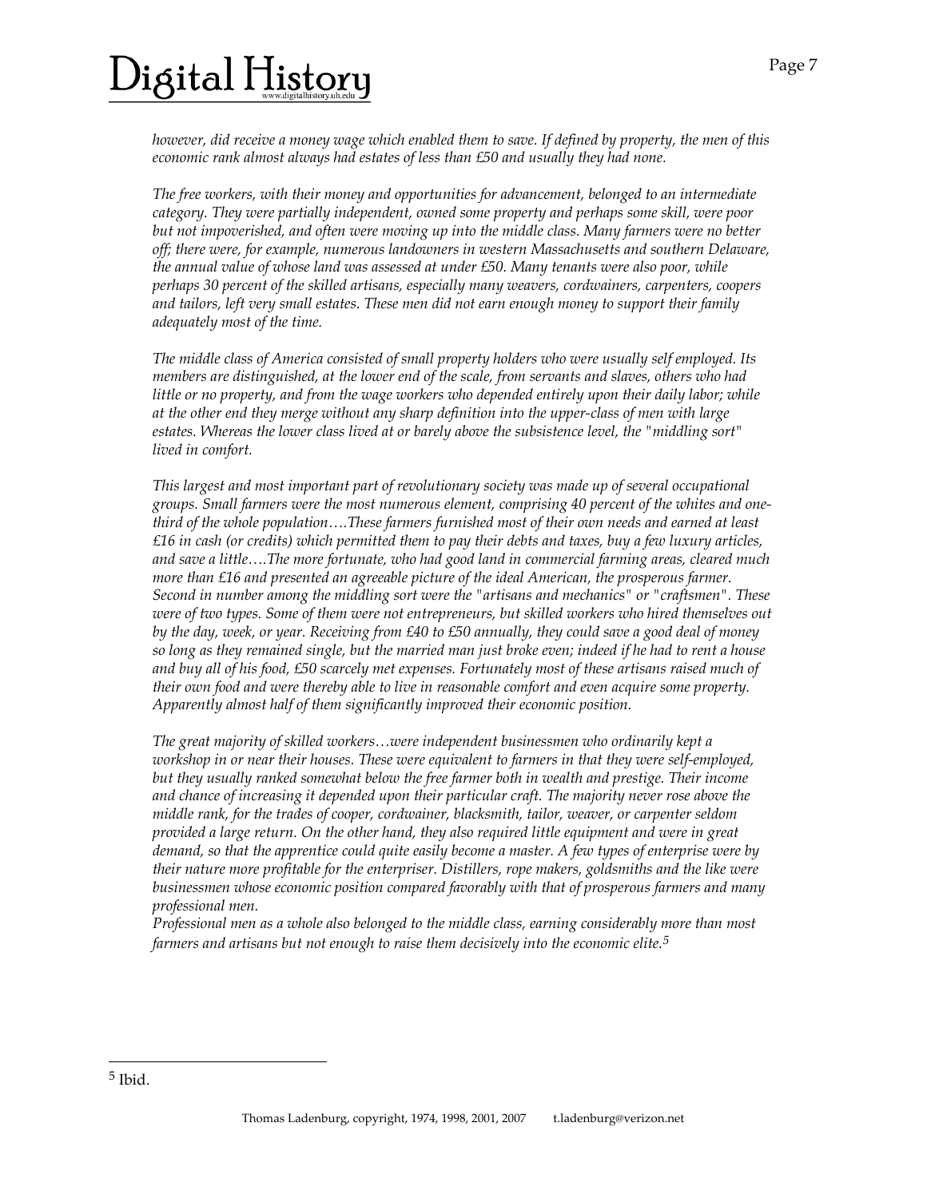*however, did receive a money wage which enabled them to save. If defined by property, the men of this economic rank almost always had estates of less than £50 and usually they had none.*

*The free workers, with their money and opportunities for advancement, belonged to an intermediate category. They were partially independent, owned some property and perhaps some skill, were poor but not impoverished, and often were moving up into the middle class. Many farmers were no better off; there were, for example, numerous landowners in western Massachusetts and southern Delaware, the annual value of whose land was assessed at under £50. Many tenants were also poor, while perhaps 30 percent of the skilled artisans, especially many weavers, cordwainers, carpenters, coopers and tailors, left very small estates. These men did not earn enough money to support their family adequately most of the time.*

*The middle class of America consisted of small property holders who were usually self employed. Its members are distinguished, at the lower end of the scale, from servants and slaves, others who had little or no property, and from the wage workers who depended entirely upon their daily labor; while at the other end they merge without any sharp definition into the upper-class of men with large estates. Whereas the lower class lived at or barely above the subsistence level, the "middling sort" lived in comfort.*

*This largest and most important part of revolutionary society was made up of several occupational groups. Small farmers were the most numerous element, comprising 40 percent of the whites and one-third of the whole population….These farmers furnished most of their own needs and earned at least £16 in cash (or credits) which permitted them to pay their debts and taxes, buy a few luxury articles, and save a little….The more fortunate, who had good land in commercial farming areas, cleared much more than £16 and presented an agreeable picture of the ideal American, the prosperous farmer. Second in number among the middling sort were the "artisans and mechanics" or "craftsmen". These were of two types. Some of them were not entrepreneurs, but skilled workers who hired themselves out by the day, week, or year. Receiving from £40 to £50 annually, they could save a good deal of money so long as they remained single, but the married man just broke even; indeed if he had to rent a house and buy all of his food, £50 scarcely met expenses. Fortunately most of these artisans raised much of their own food and were thereby able to live in reasonable comfort and even acquire some property. Apparently almost half of them significantly improved their economic position.*

*The great majority of skilled workers…were independent businessmen who ordinarily kept a workshop in or near their houses. These were equivalent to farmers in that they were self-employed, but they usually ranked somewhat below the free farmer both in wealth and prestige. Their income and chance of increasing it depended upon their particular craft. The majority never rose above the middle rank, for the trades of cooper, cordwainer, blacksmith, tailor, weaver, or carpenter seldom provided a large return. On the other hand, they also required little equipment and were in great demand, so that the apprentice could quite easily become a master. A few types of enterprise were by their nature more profitable for the enterpriser. Distillers, rope makers, goldsmiths and the like were businessmen whose economic position compared favorably with that of prosperous farmers and many professional men.*

*Professional men as a whole also belonged to the middle class, earning considerably more than most farmers and artisans but not enough to raise them decisively into the economic elite.*[5]

---

[5] Ibid.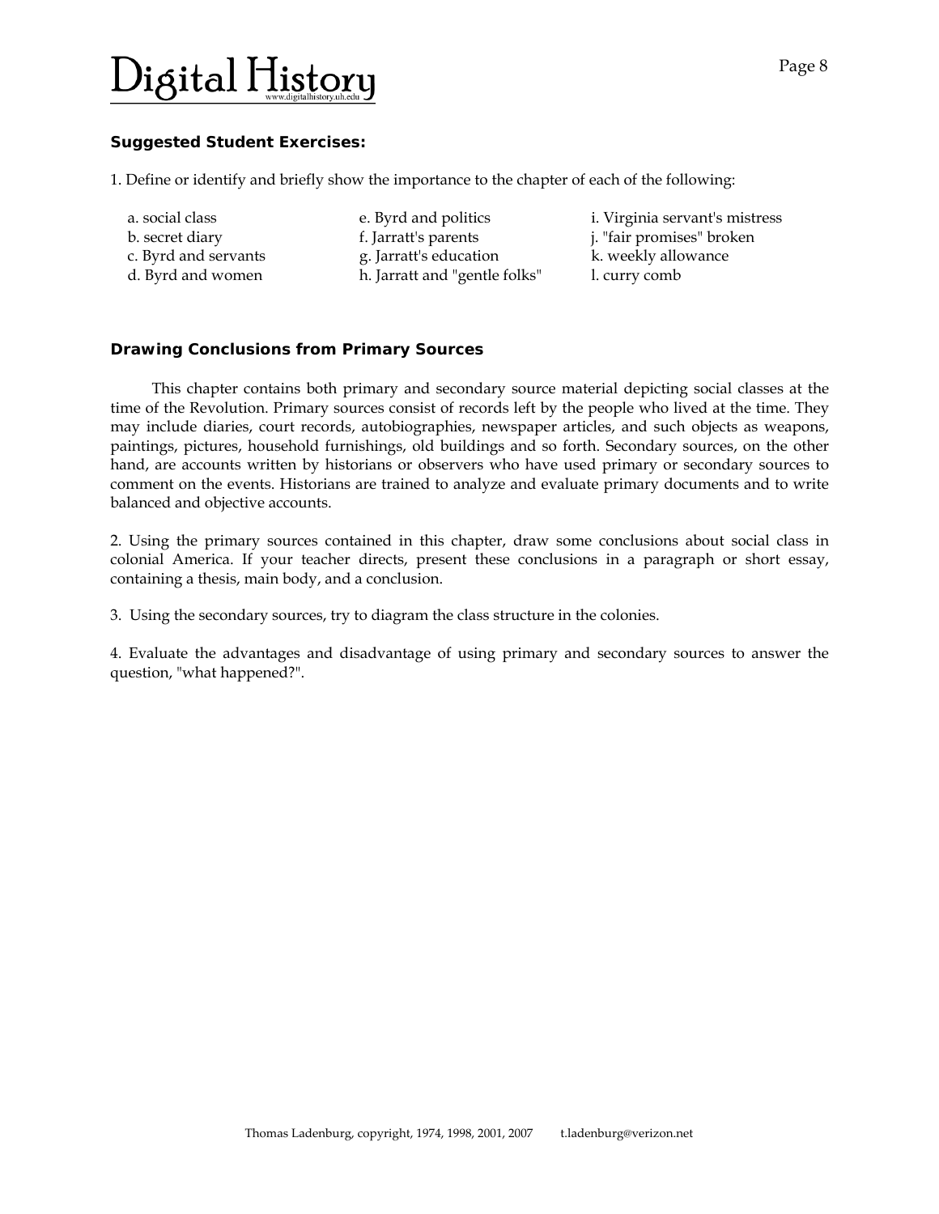### Suggested Student Exercises:

1. Define or identify and briefly show the importance to the chapter of each of the following:

a. social class
b. secret diary
c. Byrd and servants
d. Byrd and women
e. Byrd and politics
f. Jarratt's parents
g. Jarratt's education
h. Jarratt and "gentle folks"
i. Virginia servant's mistress
j. "fair promises" broken
k. weekly allowance
l. curry comb

### Drawing Conclusions from Primary Sources

This chapter contains both primary and secondary source material depicting social classes at the time of the Revolution. Primary sources consist of records left by the people who lived at the time. They may include diaries, court records, autobiographies, newspaper articles, and such objects as weapons, paintings, pictures, household furnishings, old buildings and so forth. Secondary sources, on the other hand, are accounts written by historians or observers who have used primary or secondary sources to comment on the events. Historians are trained to analyze and evaluate primary documents and to write balanced and objective accounts.

2. Using the primary sources contained in this chapter, draw some conclusions about social class in colonial America. If your teacher directs, present these conclusions in a paragraph or short essay, containing a thesis, main body, and a conclusion.

3. Using the secondary sources, try to diagram the class structure in the colonies.

4. Evaluate the advantages and disadvantage of using primary and secondary sources to answer the question, "what happened?".

Thomas Ladenburg, copyright, 1974, 1998, 2001, 2007 t.ladenburg@verizon.net